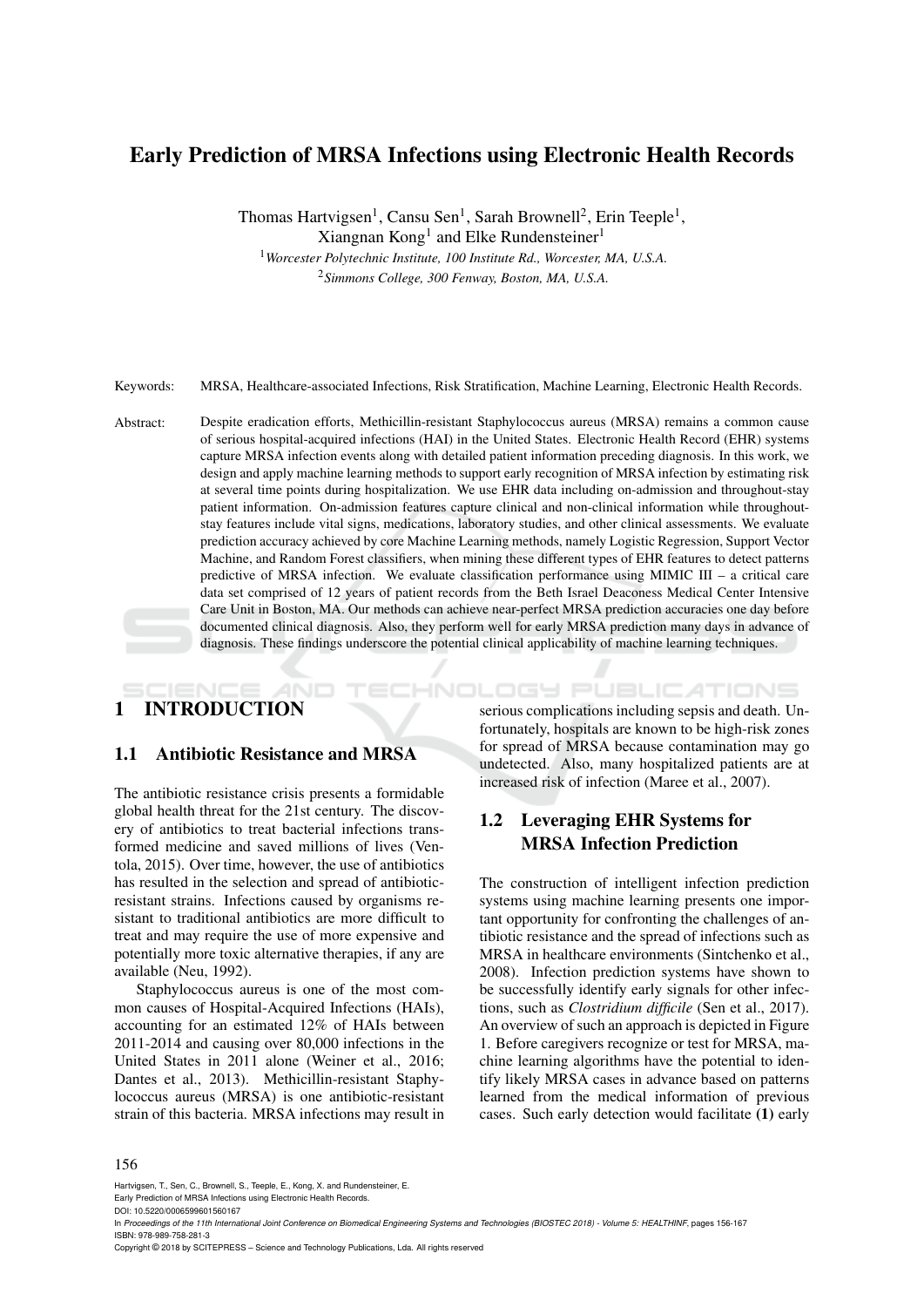# Early Prediction of MRSA Infections using Electronic Health Records

Thomas Hartvigsen[1], Cansu Sen[1], Sarah Brownell[2], Erin Teeple[1], Xiangnan Kong[1] and Elke Rundensteiner[1]

[1] *Worcester Polytechnic Institute, 100 Institute Rd., Worcester, MA, U.S.A.*
[2] *Simmons College, 300 Fenway, Boston, MA, U.S.A.*

Keywords: MRSA, Healthcare-associated Infections, Risk Stratification, Machine Learning, Electronic Health Records.

Abstract: Despite eradication efforts, Methicillin-resistant Staphylococcus aureus (MRSA) remains a common cause of serious hospital-acquired infections (HAI) in the United States. Electronic Health Record (EHR) systems capture MRSA infection events along with detailed patient information preceding diagnosis. In this work, we design and apply machine learning methods to support early recognition of MRSA infection by estimating risk at several time points during hospitalization. We use EHR data including on-admission and throughout-stay patient information. On-admission features capture clinical and non-clinical information while throughout-stay features include vital signs, medications, laboratory studies, and other clinical assessments. We evaluate prediction accuracy achieved by core Machine Learning methods, namely Logistic Regression, Support Vector Machine, and Random Forest classifiers, when mining these different types of EHR features to detect patterns predictive of MRSA infection. We evaluate classification performance using MIMIC III – a critical care data set comprised of 12 years of patient records from the Beth Israel Deaconess Medical Center Intensive Care Unit in Boston, MA. Our methods can achieve near-perfect MRSA prediction accuracies one day before documented clinical diagnosis. Also, they perform well for early MRSA prediction many days in advance of diagnosis. These findings underscore the potential clinical applicability of machine learning techniques.

## 1 INTRODUCTION

### 1.1 Antibiotic Resistance and MRSA

The antibiotic resistance crisis presents a formidable global health threat for the 21st century. The discovery of antibiotics to treat bacterial infections transformed medicine and saved millions of lives (Ventola, 2015). Over time, however, the use of antibiotics has resulted in the selection and spread of antibiotic-resistant strains. Infections caused by organisms resistant to traditional antibiotics are more difficult to treat and may require the use of more expensive and potentially more toxic alternative therapies, if any are available (Neu, 1992).

Staphylococcus aureus is one of the most common causes of Hospital-Acquired Infections (HAIs), accounting for an estimated 12% of HAIs between 2011-2014 and causing over 80,000 infections in the United States in 2011 alone (Weiner et al., 2016; Dantes et al., 2013). Methicillin-resistant Staphylococcus aureus (MRSA) is one antibiotic-resistant strain of this bacteria. MRSA infections may result in serious complications including sepsis and death. Unfortunately, hospitals are known to be high-risk zones for spread of MRSA because contamination may go undetected. Also, many hospitalized patients are at increased risk of infection (Maree et al., 2007).

### 1.2 Leveraging EHR Systems for MRSA Infection Prediction

The construction of intelligent infection prediction systems using machine learning presents one important opportunity for confronting the challenges of antibiotic resistance and the spread of infections such as MRSA in healthcare environments (Sintchenko et al., 2008). Infection prediction systems have shown to be successfully identify early signals for other infections, such as *Clostridium difficile* (Sen et al., 2017). An overview of such an approach is depicted in Figure 1. Before caregivers recognize or test for MRSA, machine learning algorithms have the potential to identify likely MRSA cases in advance based on patterns learned from the medical information of previous cases. Such early detection would facilitate **(1)** early

Hartvigsen, T., Sen, C., Brownell, S., Teeple, E., Kong, X. and Rundensteiner, E.
Early Prediction of MRSA Infections using Electronic Health Records.
DOI: 10.5220/0006599601560167
In *Proceedings of the 11th International Joint Conference on Biomedical Engineering Systems and Technologies (BIOSTEC 2018) - Volume 5: HEALTHINF*, pages 156-167
ISBN: 978-989-758-281-3
Copyright © 2018 by SCITEPRESS – Science and Technology Publications, Lda. All rights reserved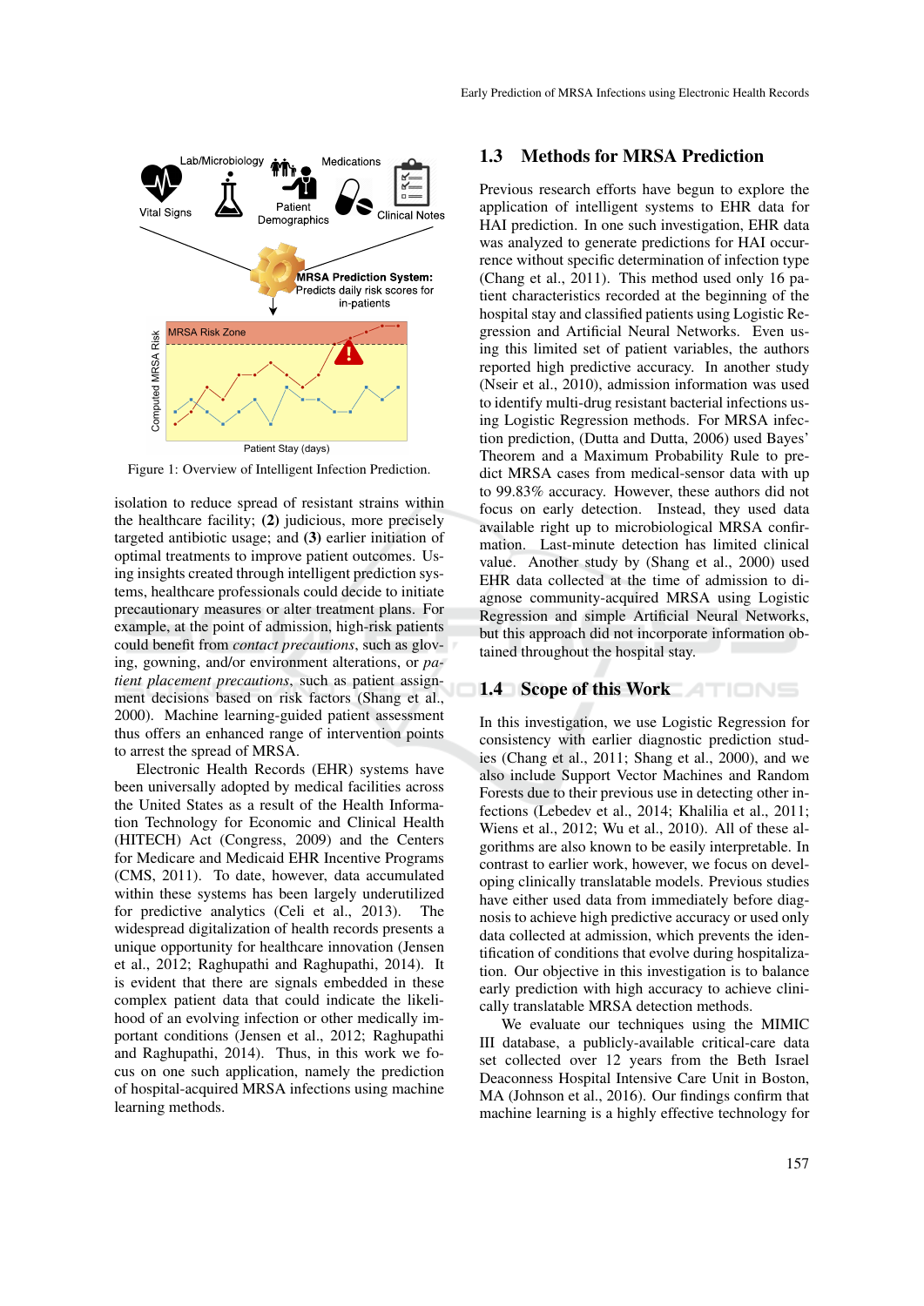Figure 1: Overview of Intelligent Infection Prediction.

isolation to reduce spread of resistant strains within the healthcare facility; **(2)** judicious, more precisely targeted antibiotic usage; and **(3)** earlier initiation of optimal treatments to improve patient outcomes. Using insights created through intelligent prediction systems, healthcare professionals could decide to initiate precautionary measures or alter treatment plans. For example, at the point of admission, high-risk patients could benefit from *contact precautions*, such as gloving, gowning, and/or environment alterations, or *patient placement precautions*, such as patient assignment decisions based on risk factors (Shang et al., 2000). Machine learning-guided patient assessment thus offers an enhanced range of intervention points to arrest the spread of MRSA.

Electronic Health Records (EHR) systems have been universally adopted by medical facilities across the United States as a result of the Health Information Technology for Economic and Clinical Health (HITECH) Act (Congress, 2009) and the Centers for Medicare and Medicaid EHR Incentive Programs (CMS, 2011). To date, however, data accumulated within these systems has been largely underutilized for predictive analytics (Celi et al., 2013). The widespread digitalization of health records presents a unique opportunity for healthcare innovation (Jensen et al., 2012; Raghupathi and Raghupathi, 2014). It is evident that there are signals embedded in these complex patient data that could indicate the likelihood of an evolving infection or other medically important conditions (Jensen et al., 2012; Raghupathi and Raghupathi, 2014). Thus, in this work we focus on one such application, namely the prediction of hospital-acquired MRSA infections using machine learning methods.

## 1.3 Methods for MRSA Prediction

Previous research efforts have begun to explore the application of intelligent systems to EHR data for HAI prediction. In one such investigation, EHR data was analyzed to generate predictions for HAI occurrence without specific determination of infection type (Chang et al., 2011). This method used only 16 patient characteristics recorded at the beginning of the hospital stay and classified patients using Logistic Regression and Artificial Neural Networks. Even using this limited set of patient variables, the authors reported high predictive accuracy. In another study (Nseir et al., 2010), admission information was used to identify multi-drug resistant bacterial infections using Logistic Regression methods. For MRSA infection prediction, (Dutta and Dutta, 2006) used Bayes' Theorem and a Maximum Probability Rule to predict MRSA cases from medical-sensor data with up to 99.83% accuracy. However, these authors did not focus on early detection. Instead, they used data available right up to microbiological MRSA confirmation. Last-minute detection has limited clinical value. Another study by (Shang et al., 2000) used EHR data collected at the time of admission to diagnose community-acquired MRSA using Logistic Regression and simple Artificial Neural Networks, but this approach did not incorporate information obtained throughout the hospital stay.

## 1.4 Scope of this Work

In this investigation, we use Logistic Regression for consistency with earlier diagnostic prediction studies (Chang et al., 2011; Shang et al., 2000), and we also include Support Vector Machines and Random Forests due to their previous use in detecting other infections (Lebedev et al., 2014; Khalilia et al., 2011; Wiens et al., 2012; Wu et al., 2010). All of these algorithms are also known to be easily interpretable. In contrast to earlier work, however, we focus on developing clinically translatable models. Previous studies have either used data from immediately before diagnosis to achieve high predictive accuracy or used only data collected at admission, which prevents the identification of conditions that evolve during hospitalization. Our objective in this investigation is to balance early prediction with high accuracy to achieve clinically translatable MRSA detection methods.

We evaluate our techniques using the MIMIC III database, a publicly-available critical-care data set collected over 12 years from the Beth Israel Deaconess Hospital Intensive Care Unit in Boston, MA (Johnson et al., 2016). Our findings confirm that machine learning is a highly effective technology for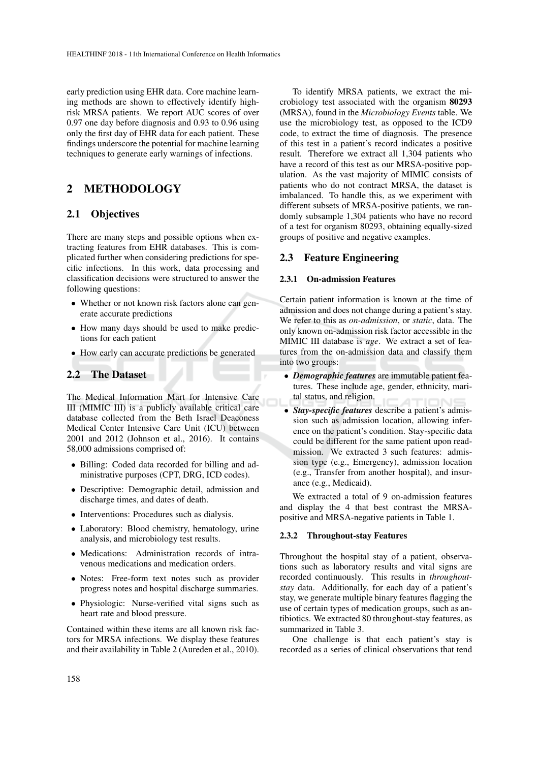early prediction using EHR data. Core machine learning methods are shown to effectively identify high-risk MRSA patients. We report AUC scores of over 0.97 one day before diagnosis and 0.93 to 0.96 using only the first day of EHR data for each patient. These findings underscore the potential for machine learning techniques to generate early warnings of infections.

## 2 METHODOLOGY

### 2.1 Objectives

There are many steps and possible options when extracting features from EHR databases. This is complicated further when considering predictions for specific infections. In this work, data processing and classification decisions were structured to answer the following questions:

- Whether or not known risk factors alone can generate accurate predictions
- How many days should be used to make predictions for each patient
- How early can accurate predictions be generated

### 2.2 The Dataset

The Medical Information Mart for Intensive Care III (MIMIC III) is a publicly available critical care database collected from the Beth Israel Deaconess Medical Center Intensive Care Unit (ICU) between 2001 and 2012 (Johnson et al., 2016). It contains 58,000 admissions comprised of:

- Billing: Coded data recorded for billing and administrative purposes (CPT, DRG, ICD codes).
- Descriptive: Demographic detail, admission and discharge times, and dates of death.
- Interventions: Procedures such as dialysis.
- Laboratory: Blood chemistry, hematology, urine analysis, and microbiology test results.
- Medications: Administration records of intravenous medications and medication orders.
- Notes: Free-form text notes such as provider progress notes and hospital discharge summaries.
- Physiologic: Nurse-verified vital signs such as heart rate and blood pressure.

Contained within these items are all known risk factors for MRSA infections. We display these features and their availability in Table 2 (Aureden et al., 2010).

To identify MRSA patients, we extract the microbiology test associated with the organism **80293** (MRSA), found in the *Microbiology Events* table. We use the microbiology test, as opposed to the ICD9 code, to extract the time of diagnosis. The presence of this test in a patient's record indicates a positive result. Therefore we extract all 1,304 patients who have a record of this test as our MRSA-positive population. As the vast majority of MIMIC consists of patients who do not contract MRSA, the dataset is imbalanced. To handle this, as we experiment with different subsets of MRSA-positive patients, we randomly subsample 1,304 patients who have no record of a test for organism 80293, obtaining equally-sized groups of positive and negative examples.

### 2.3 Feature Engineering

#### 2.3.1 On-admission Features

Certain patient information is known at the time of admission and does not change during a patient's stay. We refer to this as *on-admission*, or *static*, data. The only known on-admission risk factor accessible in the MIMIC III database is *age*. We extract a set of features from the on-admission data and classify them into two groups:

- ***Demographic features*** are immutable patient features. These include age, gender, ethnicity, marital status, and religion.
- ***Stay-specific features*** describe a patient's admission such as admission location, allowing inference on the patient's condition. Stay-specific data could be different for the same patient upon readmission. We extracted 3 such features: admission type (e.g., Emergency), admission location (e.g., Transfer from another hospital), and insurance (e.g., Medicaid).

We extracted a total of 9 on-admission features and display the 4 that best contrast the MRSA-positive and MRSA-negative patients in Table 1.

#### 2.3.2 Throughout-stay Features

Throughout the hospital stay of a patient, observations such as laboratory results and vital signs are recorded continuously. This results in *throughout-stay* data. Additionally, for each day of a patient's stay, we generate multiple binary features flagging the use of certain types of medication groups, such as antibiotics. We extracted 80 throughout-stay features, as summarized in Table 3.

One challenge is that each patient's stay is recorded as a series of clinical observations that tend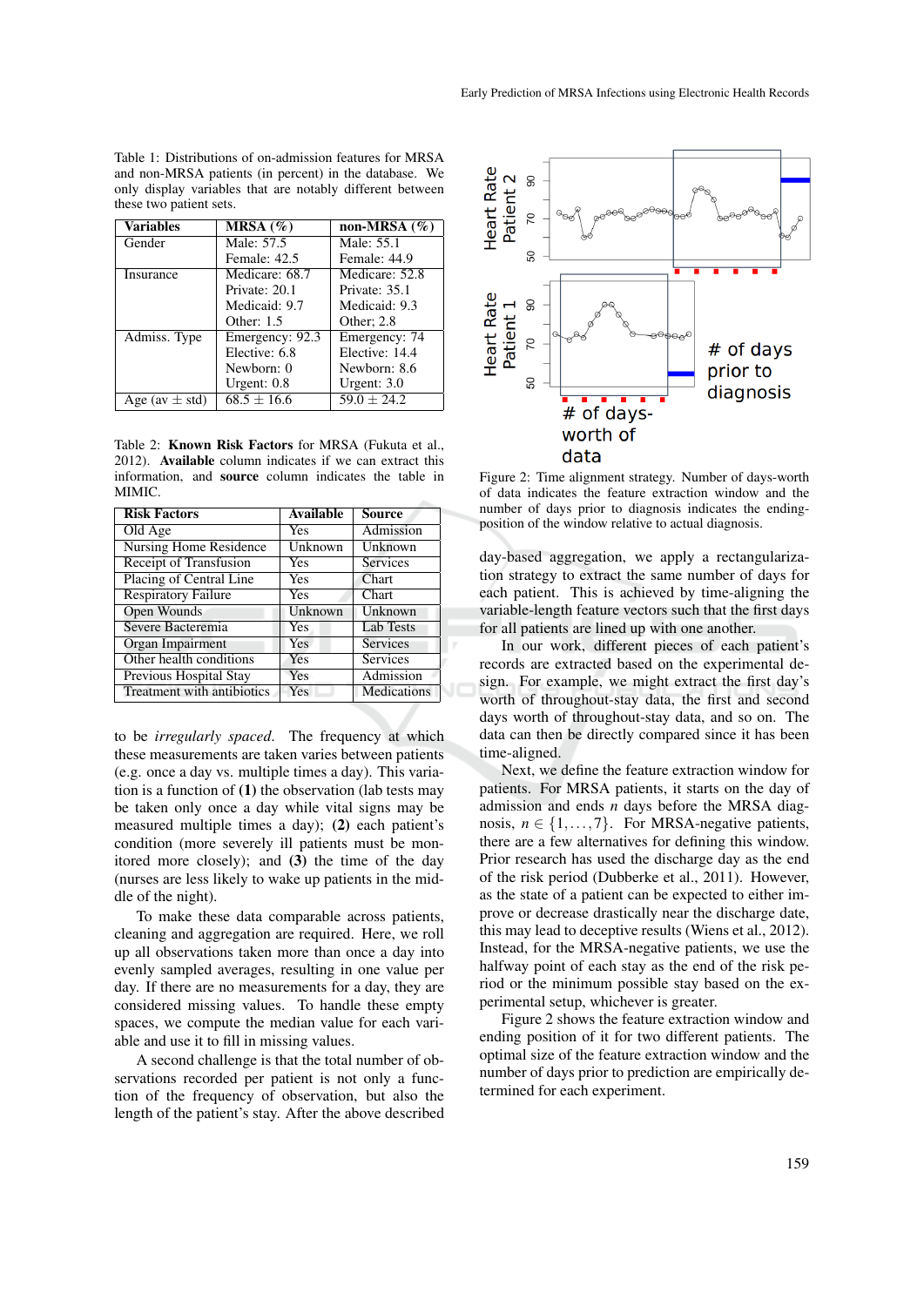Table 1: Distributions of on-admission features for MRSA and non-MRSA patients (in percent) in the database. We only display variables that are notably different between these two patient sets.

| Variables | MRSA (%) | non-MRSA (%) |
|---|---|---|
| Gender | Male: 57.5<br>Female: 42.5 | Male: 55.1<br>Female: 44.9 |
| Insurance | Medicare: 68.7<br>Private: 20.1<br>Medicaid: 9.7<br>Other: 1.5 | Medicare: 52.8<br>Private: 35.1<br>Medicaid: 9.3<br>Other: 2.8 |
| Admiss. Type | Emergency: 92.3<br>Elective: 6.8<br>Newborn: 0<br>Urgent: 0.8 | Emergency: 74<br>Elective: 14.4<br>Newborn: 8.6<br>Urgent: 3.0 |
| Age (av ± std) | 68.5 ± 16.6 | 59.0 ± 24.2 |

Table 2: **Known Risk Factors** for MRSA (Fukuta et al., 2012). **Available** column indicates if we can extract this information, and **source** column indicates the table in MIMIC.

| Risk Factors | Available | Source |
|---|---|---|
| Old Age | Yes | Admission |
| Nursing Home Residence | Unknown | Unknown |
| Receipt of Transfusion | Yes | Services |
| Placing of Central Line | Yes | Chart |
| Respiratory Failure | Yes | Chart |
| Open Wounds | Unknown | Unknown |
| Severe Bacteremia | Yes | Lab Tests |
| Organ Impairment | Yes | Services |
| Other health conditions | Yes | Services |
| Previous Hospital Stay | Yes | Admission |
| Treatment with antibiotics | Yes | Medications |

to be *irregularly spaced*. The frequency at which these measurements are taken varies between patients (e.g. once a day vs. multiple times a day). This variation is a function of **(1)** the observation (lab tests may be taken only once a day while vital signs may be measured multiple times a day); **(2)** each patient's condition (more severely ill patients must be monitored more closely); and **(3)** the time of the day (nurses are less likely to wake up patients in the middle of the night).

To make these data comparable across patients, cleaning and aggregation are required. Here, we roll up all observations taken more than once a day into evenly sampled averages, resulting in one value per day. If there are no measurements for a day, they are considered missing values. To handle these empty spaces, we compute the median value for each variable and use it to fill in missing values.

A second challenge is that the total number of observations recorded per patient is not only a function of the frequency of observation, but also the length of the patient's stay. After the above described day-based aggregation, we apply a rectangularization strategy to extract the same number of days for each patient. This is achieved by time-aligning the variable-length feature vectors such that the first days for all patients are lined up with one another.

Figure 2: Time alignment strategy. Number of days-worth of data indicates the feature extraction window and the number of days prior to diagnosis indicates the ending-position of the window relative to actual diagnosis.

In our work, different pieces of each patient's records are extracted based on the experimental design. For example, we might extract the first day's worth of throughout-stay data, the first and second days worth of throughout-stay data, and so on. The data can then be directly compared since it has been time-aligned.

Next, we define the feature extraction window for patients. For MRSA patients, it starts on the day of admission and ends $n$ days before the MRSA diagnosis, $n \in \{1,\ldots,7\}$. For MRSA-negative patients, there are a few alternatives for defining this window. Prior research has used the discharge day as the end of the risk period (Dubberke et al., 2011). However, as the state of a patient can be expected to either improve or decrease drastically near the discharge date, this may lead to deceptive results (Wiens et al., 2012). Instead, for the MRSA-negative patients, we use the halfway point of each stay as the end of the risk period or the minimum possible stay based on the experimental setup, whichever is greater.

Figure 2 shows the feature extraction window and ending position of it for two different patients. The optimal size of the feature extraction window and the number of days prior to prediction are empirically determined for each experiment.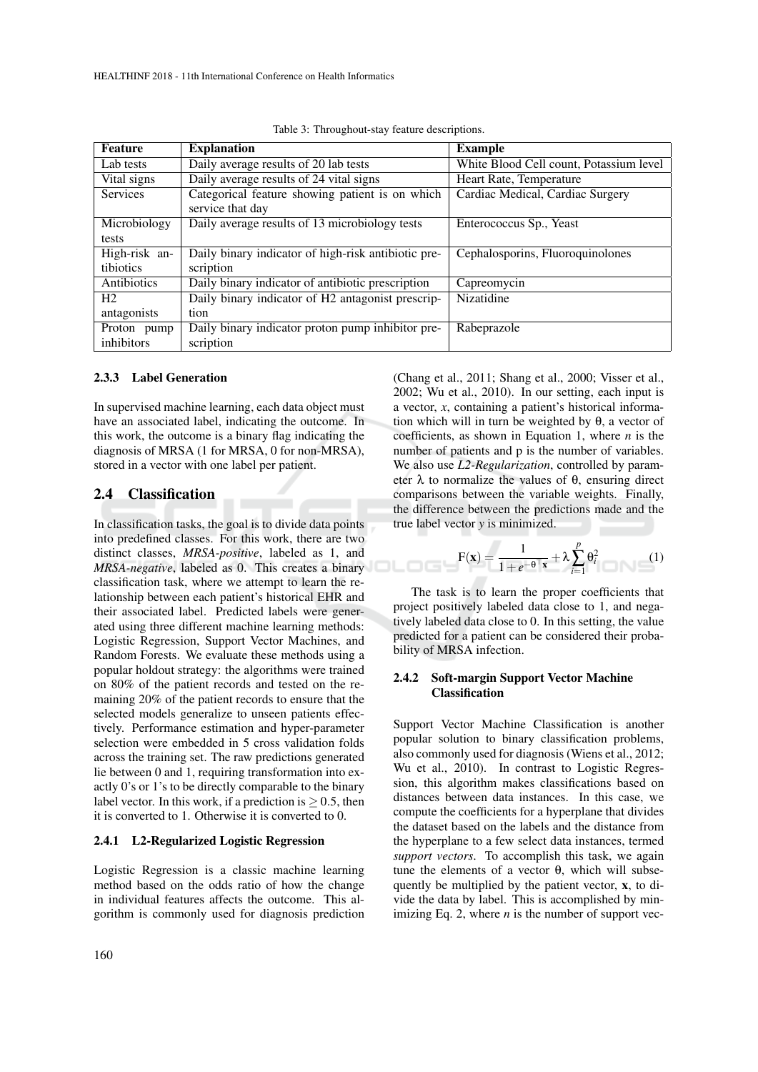Table 3: Throughout-stay feature descriptions.

| Feature | Explanation | Example |
|---|---|---|
| Lab tests | Daily average results of 20 lab tests | White Blood Cell count, Potassium level |
| Vital signs | Daily average results of 24 vital signs | Heart Rate, Temperature |
| Services | Categorical feature showing patient is on which service that day | Cardiac Medical, Cardiac Surgery |
| Microbiology tests | Daily average results of 13 microbiology tests | Enterococcus Sp., Yeast |
| High-risk antibiotics | Daily binary indicator of high-risk antibiotic prescription | Cephalosporins, Fluoroquinolones |
| Antibiotics | Daily binary indicator of antibiotic prescription | Capreomycin |
| H2 antagonists | Daily binary indicator of H2 antagonist prescription | Nizatidine |
| Proton pump inhibitors | Daily binary indicator proton pump inhibitor prescription | Rabeprazole |

### 2.3.3 Label Generation

In supervised machine learning, each data object must have an associated label, indicating the outcome. In this work, the outcome is a binary flag indicating the diagnosis of MRSA (1 for MRSA, 0 for non-MRSA), stored in a vector with one label per patient.

## 2.4 Classification

In classification tasks, the goal is to divide data points into predefined classes. For this work, there are two distinct classes, *MRSA-positive*, labeled as 1, and *MRSA-negative*, labeled as 0. This creates a binary classification task, where we attempt to learn the relationship between each patient's historical EHR and their associated label. Predicted labels were generated using three different machine learning methods: Logistic Regression, Support Vector Machines, and Random Forests. We evaluate these methods using a popular holdout strategy: the algorithms were trained on 80% of the patient records and tested on the remaining 20% of the patient records to ensure that the selected models generalize to unseen patients effectively. Performance estimation and hyper-parameter selection were embedded in 5 cross validation folds across the training set. The raw predictions generated lie between 0 and 1, requiring transformation into exactly 0's or 1's to be directly comparable to the binary label vector. In this work, if a prediction is $\geq 0.5$, then it is converted to 1. Otherwise it is converted to 0.

### 2.4.1 L2-Regularized Logistic Regression

Logistic Regression is a classic machine learning method based on the odds ratio of how the change in individual features affects the outcome. This algorithm is commonly used for diagnosis prediction (Chang et al., 2011; Shang et al., 2000; Visser et al., 2002; Wu et al., 2010). In our setting, each input is a vector, $x$, containing a patient's historical information which will in turn be weighted by $\theta$, a vector of coefficients, as shown in Equation 1, where $n$ is the number of patients and p is the number of variables. We also use *L2-Regularization*, controlled by parameter $\lambda$ to normalize the values of $\theta$, ensuring direct comparisons between the variable weights. Finally, the difference between the predictions made and the true label vector $y$ is minimized.

$$\mathrm{F}(\mathbf{x}) = \frac{1}{1+e^{-\theta^{\top}\mathbf{x}}} + \lambda \sum_{i=1}^{p} \theta_i^2 \tag{1}$$

The task is to learn the proper coefficients that project positively labeled data close to 1, and negatively labeled data close to 0. In this setting, the value predicted for a patient can be considered their probability of MRSA infection.

### 2.4.2 Soft-margin Support Vector Machine Classification

Support Vector Machine Classification is another popular solution to binary classification problems, also commonly used for diagnosis (Wiens et al., 2012; Wu et al., 2010). In contrast to Logistic Regression, this algorithm makes classifications based on distances between data instances. In this case, we compute the coefficients for a hyperplane that divides the dataset based on the labels and the distance from the hyperplane to a few select data instances, termed *support vectors*. To accomplish this task, we again tune the elements of a vector $\theta$, which will subsequently be multiplied by the patient vector, $\mathbf{x}$, to divide the data by label. This is accomplished by minimizing Eq. 2, where $n$ is the number of support vec-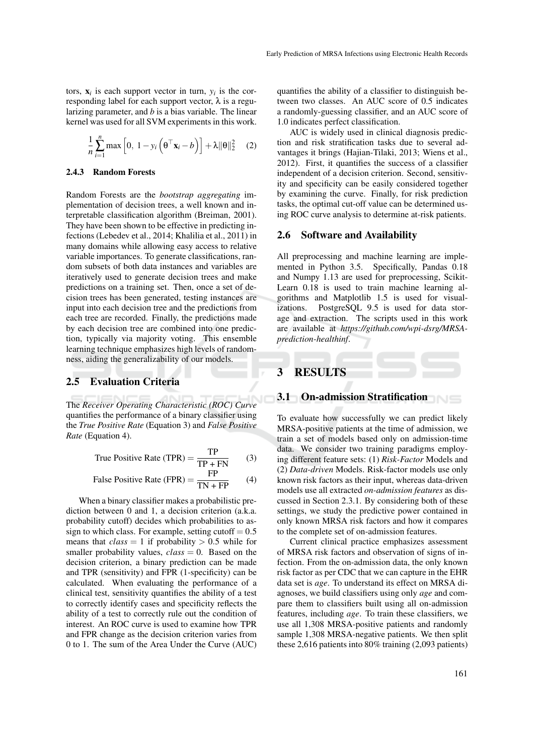tors, $\mathbf{x}_i$ is each support vector in turn, $y_i$ is the corresponding label for each support vector, $\lambda$ is a regularizing parameter, and $b$ is a bias variable. The linear kernel was used for all SVM experiments in this work.

$$\frac{1}{n}\sum_{i=1}^{n}\max\left[0,\ 1-y_i\left(\theta^{\top}\mathbf{x}_i-b\right)\right]+\lambda\|\theta\|_2^2 \quad (2)$$

#### 2.4.3 Random Forests

Random Forests are the *bootstrap aggregating* implementation of decision trees, a well known and interpretable classification algorithm (Breiman, 2001). They have been shown to be effective in predicting infections (Lebedev et al., 2014; Khalilia et al., 2011) in many domains while allowing easy access to relative variable importances. To generate classifications, random subsets of both data instances and variables are iteratively used to generate decision trees and make predictions on a training set. Then, once a set of decision trees has been generated, testing instances are input into each decision tree and the predictions from each tree are recorded. Finally, the predictions made by each decision tree are combined into one prediction, typically via majority voting. This ensemble learning technique emphasizes high levels of randomness, aiding the generalizability of our models.

### 2.5 Evaluation Criteria

The *Receiver Operating Characteristic (ROC) Curve* quantifies the performance of a binary classifier using the *True Positive Rate* (Equation 3) and *False Positive Rate* (Equation 4).

$$\text{True Positive Rate (TPR)} = \frac{\text{TP}}{\text{TP + FN}} \quad (3)$$

$$\text{False Positive Rate (FPR)} = \frac{\text{FP}}{\text{TN + FP}} \quad (4)$$

When a binary classifier makes a probabilistic prediction between 0 and 1, a decision criterion (a.k.a. probability cutoff) decides which probabilities to assign to which class. For example, setting cutoff $= 0.5$ means that $class = 1$ if probability $> 0.5$ while for smaller probability values, $class = 0$. Based on the decision criterion, a binary prediction can be made and TPR (sensitivity) and FPR (1-specificity) can be calculated. When evaluating the performance of a clinical test, sensitivity quantifies the ability of a test to correctly identify cases and specificity reflects the ability of a test to correctly rule out the condition of interest. An ROC curve is used to examine how TPR and FPR change as the decision criterion varies from 0 to 1. The sum of the Area Under the Curve (AUC) quantifies the ability of a classifier to distinguish between two classes. An AUC score of 0.5 indicates a randomly-guessing classifier, and an AUC score of 1.0 indicates perfect classification.

AUC is widely used in clinical diagnosis prediction and risk stratification tasks due to several advantages it brings (Hajian-Tilaki, 2013; Wiens et al., 2012). First, it quantifies the success of a classifier independent of a decision criterion. Second, sensitivity and specificity can be easily considered together by examining the curve. Finally, for risk prediction tasks, the optimal cut-off value can be determined using ROC curve analysis to determine at-risk patients.

### 2.6 Software and Availability

All preprocessing and machine learning are implemented in Python 3.5. Specifically, Pandas 0.18 and Numpy 1.13 are used for preprocessing, Scikit-Learn 0.18 is used to train machine learning algorithms and Matplotlib 1.5 is used for visualizations. PostgreSQL 9.5 is used for data storage and extraction. The scripts used in this work are available at *https://github.com/wpi-dsrg/MRSA-prediction-healthinf*.

## 3 RESULTS

### 3.1 On-admission Stratification

To evaluate how successfully we can predict likely MRSA-positive patients at the time of admission, we train a set of models based only on admission-time data. We consider two training paradigms employing different feature sets: (1) *Risk-Factor* Models and (2) *Data-driven* Models. Risk-factor models use only known risk factors as their input, whereas data-driven models use all extracted *on-admission features* as discussed in Section 2.3.1. By considering both of these settings, we study the predictive power contained in only known MRSA risk factors and how it compares to the complete set of on-admission features.

Current clinical practice emphasizes assessment of MRSA risk factors and observation of signs of infection. From the on-admission data, the only known risk factor as per CDC that we can capture in the EHR data set is *age*. To understand its effect on MRSA diagnoses, we build classifiers using only *age* and compare them to classifiers built using all on-admission features, including *age*. To train these classifiers, we use all 1,308 MRSA-positive patients and randomly sample 1,308 MRSA-negative patients. We then split these 2,616 patients into 80% training (2,093 patients)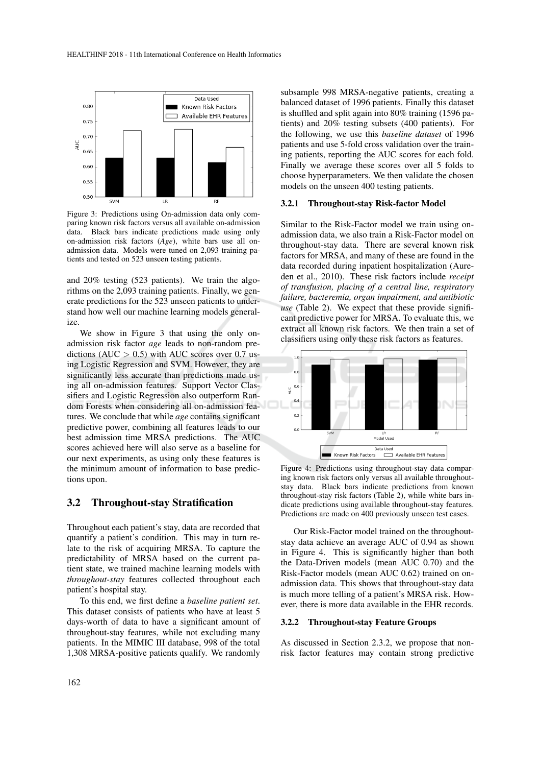Figure 3: Predictions using On-admission data only comparing known risk factors versus all available on-admission data. Black bars indicate predictions made using only on-admission risk factors (*Age*), white bars use all on-admission data. Models were tuned on 2,093 training patients and tested on 523 unseen testing patients.

and 20% testing (523 patients). We train the algorithms on the 2,093 training patients. Finally, we generate predictions for the 523 unseen patients to understand how well our machine learning models generalize.

We show in Figure 3 that using the only on-admission risk factor *age* leads to non-random predictions (AUC $> 0.5$) with AUC scores over 0.7 using Logistic Regression and SVM. However, they are significantly less accurate than predictions made using all on-admission features. Support Vector Classifiers and Logistic Regression also outperform Random Forests when considering all on-admission features. We conclude that while *age* contains significant predictive power, combining all features leads to our best admission time MRSA predictions. The AUC scores achieved here will also serve as a baseline for our next experiments, as using only these features is the minimum amount of information to base predictions upon.

## 3.2 Throughout-stay Stratification

Throughout each patient's stay, data are recorded that quantify a patient's condition. This may in turn relate to the risk of acquiring MRSA. To capture the predictability of MRSA based on the current patient state, we trained machine learning models with *throughout-stay* features collected throughout each patient's hospital stay.

To this end, we first define a *baseline patient set*. This dataset consists of patients who have at least 5 days-worth of data to have a significant amount of throughout-stay features, while not excluding many patients. In the MIMIC III database, 998 of the total 1,308 MRSA-positive patients qualify. We randomly subsample 998 MRSA-negative patients, creating a balanced dataset of 1996 patients. Finally this dataset is shuffled and split again into 80% training (1596 patients) and 20% testing subsets (400 patients). For the following, we use this *baseline dataset* of 1996 patients and use 5-fold cross validation over the training patients, reporting the AUC scores for each fold. Finally we average these scores over all 5 folds to choose hyperparameters. We then validate the chosen models on the unseen 400 testing patients.

### 3.2.1 Throughout-stay Risk-factor Model

Similar to the Risk-Factor model we train using on-admission data, we also train a Risk-Factor model on throughout-stay data. There are several known risk factors for MRSA, and many of these are found in the data recorded during inpatient hospitalization (Aureden et al., 2010). These risk factors include *receipt of transfusion, placing of a central line, respiratory failure, bacteremia, organ impairment, and antibiotic use* (Table 2). We expect that these provide significant predictive power for MRSA. To evaluate this, we extract all known risk factors. We then train a set of classifiers using only these risk factors as features.

Figure 4: Predictions using throughout-stay data comparing known risk factors only versus all available throughout-stay data. Black bars indicate predictions from known throughout-stay risk factors (Table 2), while white bars indicate predictions using available throughout-stay features. Predictions are made on 400 previously unseen test cases.

Our Risk-Factor model trained on the throughout-stay data achieve an average AUC of 0.94 as shown in Figure 4. This is significantly higher than both the Data-Driven models (mean AUC 0.70) and the Risk-Factor models (mean AUC 0.62) trained on on-admission data. This shows that throughout-stay data is much more telling of a patient's MRSA risk. However, there is more data available in the EHR records.

### 3.2.2 Throughout-stay Feature Groups

As discussed in Section 2.3.2, we propose that non-risk factor features may contain strong predictive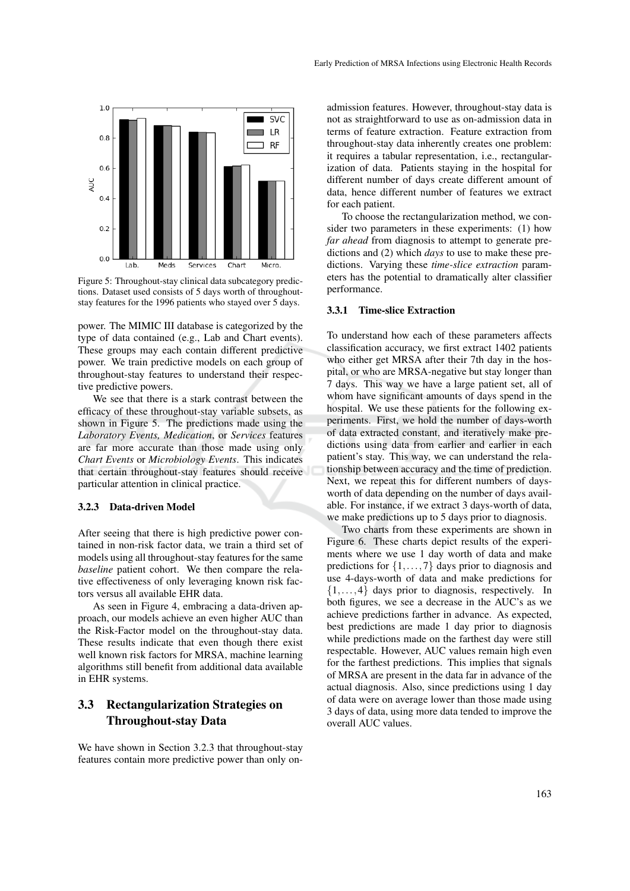Figure 5: Throughout-stay clinical data subcategory predictions. Dataset used consists of 5 days worth of throughout-stay features for the 1996 patients who stayed over 5 days.

power. The MIMIC III database is categorized by the type of data contained (e.g., Lab and Chart events). These groups may each contain different predictive power. We train predictive models on each group of throughout-stay features to understand their respective predictive powers.

We see that there is a stark contrast between the efficacy of these throughout-stay variable subsets, as shown in Figure 5. The predictions made using the *Laboratory Events, Medication*, or *Services* features are far more accurate than those made using only *Chart Events* or *Microbiology Events*. This indicates that certain throughout-stay features should receive particular attention in clinical practice.

#### 3.2.3 Data-driven Model

After seeing that there is high predictive power contained in non-risk factor data, we train a third set of models using all throughout-stay features for the same *baseline* patient cohort. We then compare the relative effectiveness of only leveraging known risk factors versus all available EHR data.

As seen in Figure 4, embracing a data-driven approach, our models achieve an even higher AUC than the Risk-Factor model on the throughout-stay data. These results indicate that even though there exist well known risk factors for MRSA, machine learning algorithms still benefit from additional data available in EHR systems.

### 3.3 Rectangularization Strategies on Throughout-stay Data

We have shown in Section 3.2.3 that throughout-stay features contain more predictive power than only on-admission features. However, throughout-stay data is not as straightforward to use as on-admission data in terms of feature extraction. Feature extraction from throughout-stay data inherently creates one problem: it requires a tabular representation, i.e., rectangularization of data. Patients staying in the hospital for different number of days create different amount of data, hence different number of features we extract for each patient.

To choose the rectangularization method, we consider two parameters in these experiments: (1) how *far ahead* from diagnosis to attempt to generate predictions and (2) which *days* to use to make these predictions. Varying these *time-slice extraction* parameters has the potential to dramatically alter classifier performance.

#### 3.3.1 Time-slice Extraction

To understand how each of these parameters affects classification accuracy, we first extract 1402 patients who either get MRSA after their 7th day in the hospital, or who are MRSA-negative but stay longer than 7 days. This way we have a large patient set, all of whom have significant amounts of days spend in the hospital. We use these patients for the following experiments. First, we hold the number of days-worth of data extracted constant, and iteratively make predictions using data from earlier and earlier in each patient's stay. This way, we can understand the relationship between accuracy and the time of prediction. Next, we repeat this for different numbers of days-worth of data depending on the number of days available. For instance, if we extract 3 days-worth of data, we make predictions up to 5 days prior to diagnosis.

Two charts from these experiments are shown in Figure 6. These charts depict results of the experiments where we use 1 day worth of data and make predictions for $\{1,\dots,7\}$ days prior to diagnosis and use 4-days-worth of data and make predictions for $\{1,\dots,4\}$ days prior to diagnosis, respectively. In both figures, we see a decrease in the AUC's as we achieve predictions farther in advance. As expected, best predictions are made 1 day prior to diagnosis while predictions made on the farthest day were still respectable. However, AUC values remain high even for the farthest predictions. This implies that signals of MRSA are present in the data far in advance of the actual diagnosis. Also, since predictions using 1 day of data were on average lower than those made using 3 days of data, using more data tended to improve the overall AUC values.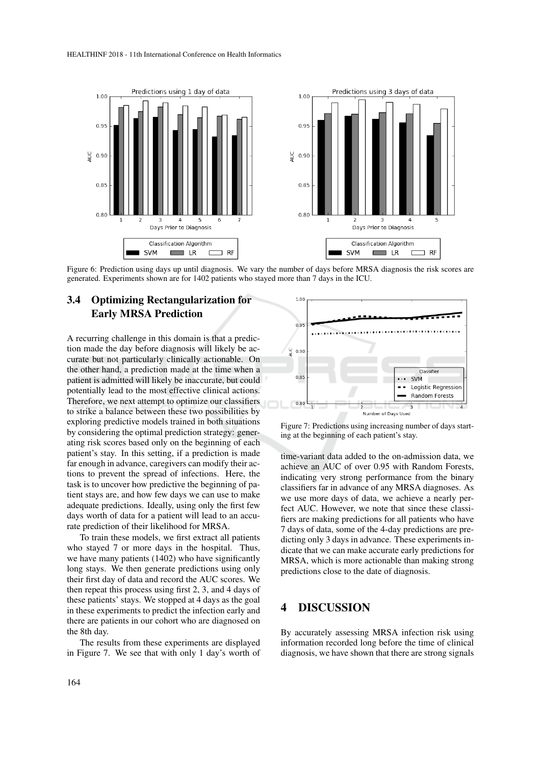Figure 6: Prediction using days up until diagnosis. We vary the number of days before MRSA diagnosis the risk scores are generated. Experiments shown are for 1402 patients who stayed more than 7 days in the ICU.

### 3.4 Optimizing Rectangularization for Early MRSA Prediction

A recurring challenge in this domain is that a prediction made the day before diagnosis will likely be accurate but not particularly clinically actionable. On the other hand, a prediction made at the time when a patient is admitted will likely be inaccurate, but could potentially lead to the most effective clinical actions. Therefore, we next attempt to optimize our classifiers to strike a balance between these two possibilities by exploring predictive models trained in both situations by considering the optimal prediction strategy: generating risk scores based only on the beginning of each patient's stay. In this setting, if a prediction is made far enough in advance, caregivers can modify their actions to prevent the spread of infections. Here, the task is to uncover how predictive the beginning of patient stays are, and how few days we can use to make adequate predictions. Ideally, using only the first few days worth of data for a patient will lead to an accurate prediction of their likelihood for MRSA.

To train these models, we first extract all patients who stayed 7 or more days in the hospital. Thus, we have many patients (1402) who have significantly long stays. We then generate predictions using only their first day of data and record the AUC scores. We then repeat this process using first 2, 3, and 4 days of these patients' stays. We stopped at 4 days as the goal in these experiments to predict the infection early and there are patients in our cohort who are diagnosed on the 8th day.

The results from these experiments are displayed in Figure 7. We see that with only 1 day's worth of time-variant data added to the on-admission data, we achieve an AUC of over 0.95 with Random Forests, indicating very strong performance from the binary classifiers far in advance of any MRSA diagnoses. As we use more days of data, we achieve a nearly perfect AUC. However, we note that since these classifiers are making predictions for all patients who have 7 days of data, some of the 4-day predictions are predicting only 3 days in advance. These experiments indicate that we can make accurate early predictions for MRSA, which is more actionable than making strong predictions close to the date of diagnosis.

Figure 7: Predictions using increasing number of days starting at the beginning of each patient's stay.

## 4 DISCUSSION

By accurately assessing MRSA infection risk using information recorded long before the time of clinical diagnosis, we have shown that there are strong signals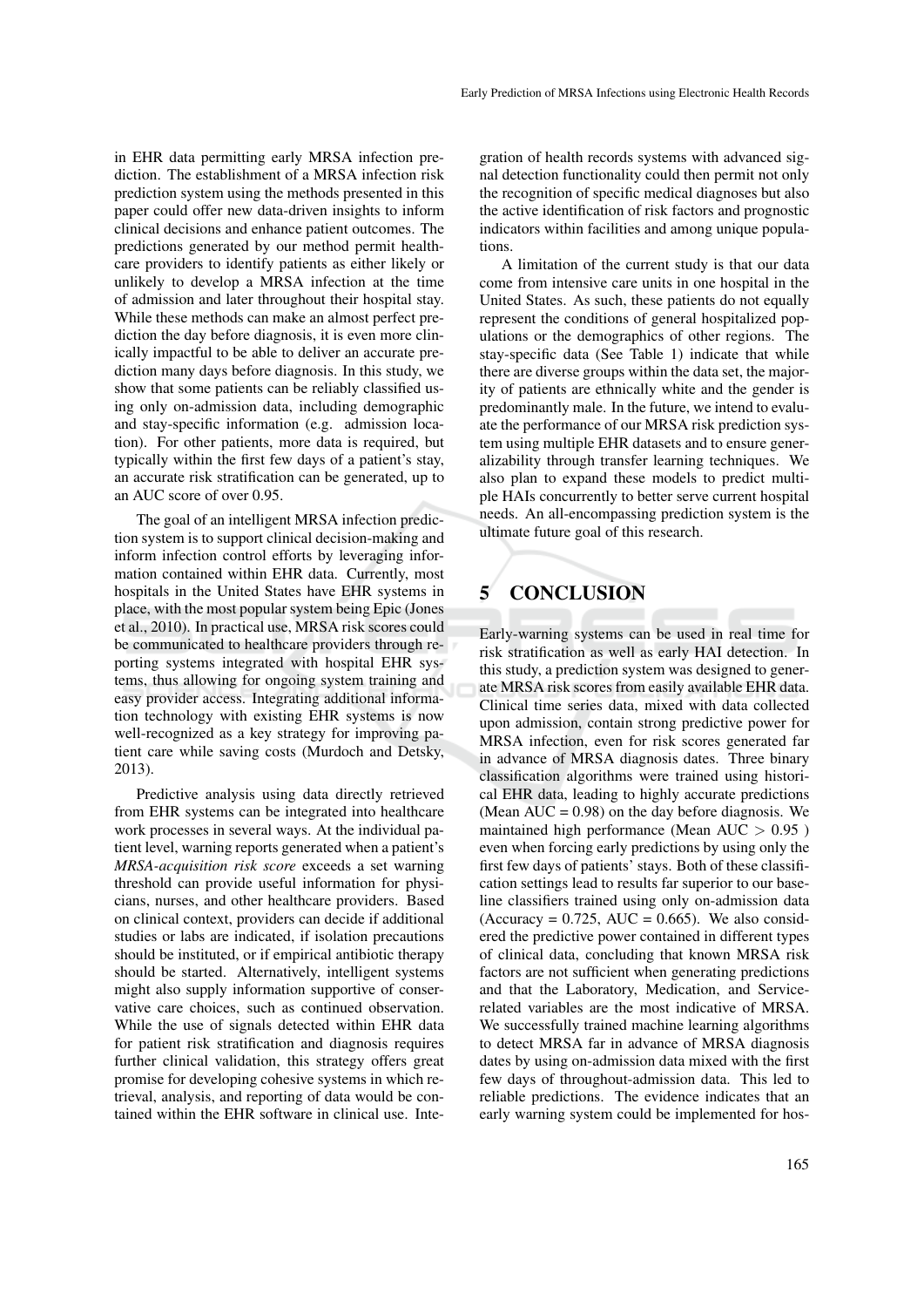in EHR data permitting early MRSA infection prediction. The establishment of a MRSA infection risk prediction system using the methods presented in this paper could offer new data-driven insights to inform clinical decisions and enhance patient outcomes. The predictions generated by our method permit healthcare providers to identify patients as either likely or unlikely to develop a MRSA infection at the time of admission and later throughout their hospital stay. While these methods can make an almost perfect prediction the day before diagnosis, it is even more clinically impactful to be able to deliver an accurate prediction many days before diagnosis. In this study, we show that some patients can be reliably classified using only on-admission data, including demographic and stay-specific information (e.g. admission location). For other patients, more data is required, but typically within the first few days of a patient's stay, an accurate risk stratification can be generated, up to an AUC score of over 0.95.

The goal of an intelligent MRSA infection prediction system is to support clinical decision-making and inform infection control efforts by leveraging information contained within EHR data. Currently, most hospitals in the United States have EHR systems in place, with the most popular system being Epic (Jones et al., 2010). In practical use, MRSA risk scores could be communicated to healthcare providers through reporting systems integrated with hospital EHR systems, thus allowing for ongoing system training and easy provider access. Integrating additional information technology with existing EHR systems is now well-recognized as a key strategy for improving patient care while saving costs (Murdoch and Detsky, 2013).

Predictive analysis using data directly retrieved from EHR systems can be integrated into healthcare work processes in several ways. At the individual patient level, warning reports generated when a patient's *MRSA-acquisition risk score* exceeds a set warning threshold can provide useful information for physicians, nurses, and other healthcare providers. Based on clinical context, providers can decide if additional studies or labs are indicated, if isolation precautions should be instituted, or if empirical antibiotic therapy should be started. Alternatively, intelligent systems might also supply information supportive of conservative care choices, such as continued observation. While the use of signals detected within EHR data for patient risk stratification and diagnosis requires further clinical validation, this strategy offers great promise for developing cohesive systems in which retrieval, analysis, and reporting of data would be contained within the EHR software in clinical use. Integration of health records systems with advanced signal detection functionality could then permit not only the recognition of specific medical diagnoses but also the active identification of risk factors and prognostic indicators within facilities and among unique populations.

A limitation of the current study is that our data come from intensive care units in one hospital in the United States. As such, these patients do not equally represent the conditions of general hospitalized populations or the demographics of other regions. The stay-specific data (See Table 1) indicate that while there are diverse groups within the data set, the majority of patients are ethnically white and the gender is predominantly male. In the future, we intend to evaluate the performance of our MRSA risk prediction system using multiple EHR datasets and to ensure generalizability through transfer learning techniques. We also plan to expand these models to predict multiple HAIs concurrently to better serve current hospital needs. An all-encompassing prediction system is the ultimate future goal of this research.

## 5 CONCLUSION

Early-warning systems can be used in real time for risk stratification as well as early HAI detection. In this study, a prediction system was designed to generate MRSA risk scores from easily available EHR data. Clinical time series data, mixed with data collected upon admission, contain strong predictive power for MRSA infection, even for risk scores generated far in advance of MRSA diagnosis dates. Three binary classification algorithms were trained using historical EHR data, leading to highly accurate predictions (Mean AUC = 0.98) on the day before diagnosis. We maintained high performance (Mean AUC $> 0.95$ ) even when forcing early predictions by using only the first few days of patients' stays. Both of these classification settings lead to results far superior to our baseline classifiers trained using only on-admission data (Accuracy = 0.725, AUC = 0.665). We also considered the predictive power contained in different types of clinical data, concluding that known MRSA risk factors are not sufficient when generating predictions and that the Laboratory, Medication, and Service-related variables are the most indicative of MRSA. We successfully trained machine learning algorithms to detect MRSA far in advance of MRSA diagnosis dates by using on-admission data mixed with the first few days of throughout-admission data. This led to reliable predictions. The evidence indicates that an early warning system could be implemented for hos-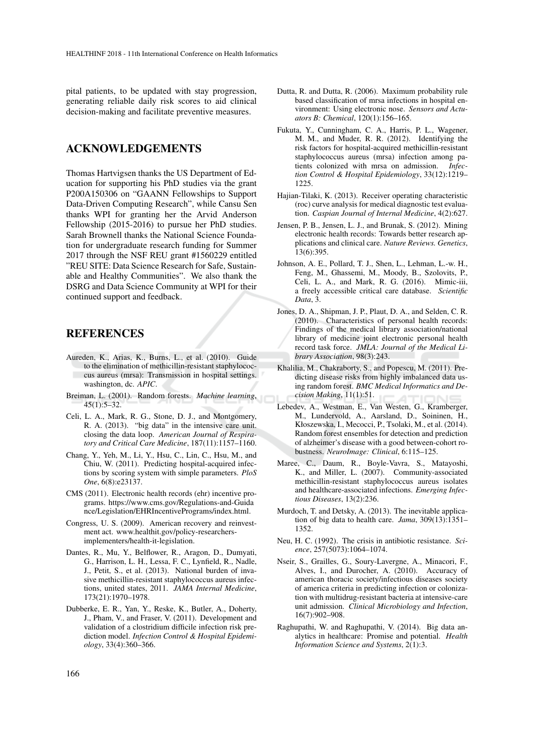pital patients, to be updated with stay progression, generating reliable daily risk scores to aid clinical decision-making and facilitate preventive measures.

## ACKNOWLEDGEMENTS

Thomas Hartvigsen thanks the US Department of Education for supporting his PhD studies via the grant P200A150306 on "GAANN Fellowships to Support Data-Driven Computing Research", while Cansu Sen thanks WPI for granting her the Arvid Anderson Fellowship (2015-2016) to pursue her PhD studies. Sarah Brownell thanks the National Science Foundation for undergraduate research funding for Summer 2017 through the NSF REU grant #1560229 entitled "REU SITE: Data Science Research for Safe, Sustainable and Healthy Communities". We also thank the DSRG and Data Science Community at WPI for their continued support and feedback.

## REFERENCES

Aureden, K., Arias, K., Burns, L., et al. (2010). Guide to the elimination of methicillin-resistant staphylococcus aureus (mrsa): Transmission in hospital settings. washington, dc. *APIC*.

Breiman, L. (2001). Random forests. *Machine learning*, 45(1):5–32.

Celi, L. A., Mark, R. G., Stone, D. J., and Montgomery, R. A. (2013). "big data" in the intensive care unit. closing the data loop. *American Journal of Respiratory and Critical Care Medicine*, 187(11):1157–1160.

Chang, Y., Yeh, M., Li, Y., Hsu, C., Lin, C., Hsu, M., and Chiu, W. (2011). Predicting hospital-acquired infections by scoring system with simple parameters. *PloS One*, 6(8):e23137.

CMS (2011). Electronic health records (ehr) incentive programs. https://www.cms.gov/Regulations-and-Guidance/Legislation/EHRIncentivePrograms/index.html.

Congress, U. S. (2009). American recovery and reinvestment act. www.healthit.gov/policy-researchers-implementers/health-it-legislation.

Dantes, R., Mu, Y., Belflower, R., Aragon, D., Dumyati, G., Harrison, L. H., Lessa, F. C., Lynfield, R., Nadle, J., Petit, S., et al. (2013). National burden of invasive methicillin-resistant staphylococcus aureus infections, united states, 2011. *JAMA Internal Medicine*, 173(21):1970–1978.

Dubberke, E. R., Yan, Y., Reske, K., Butler, A., Doherty, J., Pham, V., and Fraser, V. (2011). Development and validation of a clostridium difficile infection risk prediction model. *Infection Control & Hospital Epidemiology*, 33(4):360–366.

Dutta, R. and Dutta, R. (2006). Maximum probability rule based classification of mrsa infections in hospital environment: Using electronic nose. *Sensors and Actuators B: Chemical*, 120(1):156–165.

Fukuta, Y., Cunningham, C. A., Harris, P. L., Wagener, M. M., and Muder, R. R. (2012). Identifying the risk factors for hospital-acquired methicillin-resistant staphylococcus aureus (mrsa) infection among patients colonized with mrsa on admission. *Infection Control & Hospital Epidemiology*, 33(12):1219–1225.

Hajian-Tilaki, K. (2013). Receiver operating characteristic (roc) curve analysis for medical diagnostic test evaluation. *Caspian Journal of Internal Medicine*, 4(2):627.

Jensen, P. B., Jensen, L. J., and Brunak, S. (2012). Mining electronic health records: Towards better research applications and clinical care. *Nature Reviews. Genetics*, 13(6):395.

Johnson, A. E., Pollard, T. J., Shen, L., Lehman, L.-w. H., Feng, M., Ghassemi, M., Moody, B., Szolovits, P., Celi, L. A., and Mark, R. G. (2016). Mimic-iii, a freely accessible critical care database. *Scientific Data*, 3.

Jones, D. A., Shipman, J. P., Plaut, D. A., and Selden, C. R. (2010). Characteristics of personal health records: Findings of the medical library association/national library of medicine joint electronic personal health record task force. *JMLA: Journal of the Medical Library Association*, 98(3):243.

Khalilia, M., Chakraborty, S., and Popescu, M. (2011). Predicting disease risks from highly imbalanced data using random forest. *BMC Medical Informatics and Decision Making*, 11(1):51.

Lebedev, A., Westman, E., Van Westen, G., Kramberger, M., Lundervold, A., Aarsland, D., Soininen, H., Kłoszewska, I., Mecocci, P., Tsolaki, M., et al. (2014). Random forest ensembles for detection and prediction of alzheimer's disease with a good between-cohort robustness. *NeuroImage: Clinical*, 6:115–125.

Maree, C., Daum, R., Boyle-Vavra, S., Matayoshi, K., and Miller, L. (2007). Community-associated methicillin-resistant staphylococcus aureus isolates and healthcare-associated infections. *Emerging Infectious Diseases*, 13(2):236.

Murdoch, T. and Detsky, A. (2013). The inevitable application of big data to health care. *Jama*, 309(13):1351–1352.

Neu, H. C. (1992). The crisis in antibiotic resistance. *Science*, 257(5073):1064–1074.

Nseir, S., Grailles, G., Soury-Lavergne, A., Minacori, F., Alves, I., and Durocher, A. (2010). Accuracy of american thoracic society/infectious diseases society of america criteria in predicting infection or colonization with multidrug-resistant bacteria at intensive-care unit admission. *Clinical Microbiology and Infection*, 16(7):902–908.

Raghupathi, W. and Raghupathi, V. (2014). Big data analytics in healthcare: Promise and potential. *Health Information Science and Systems*, 2(1):3.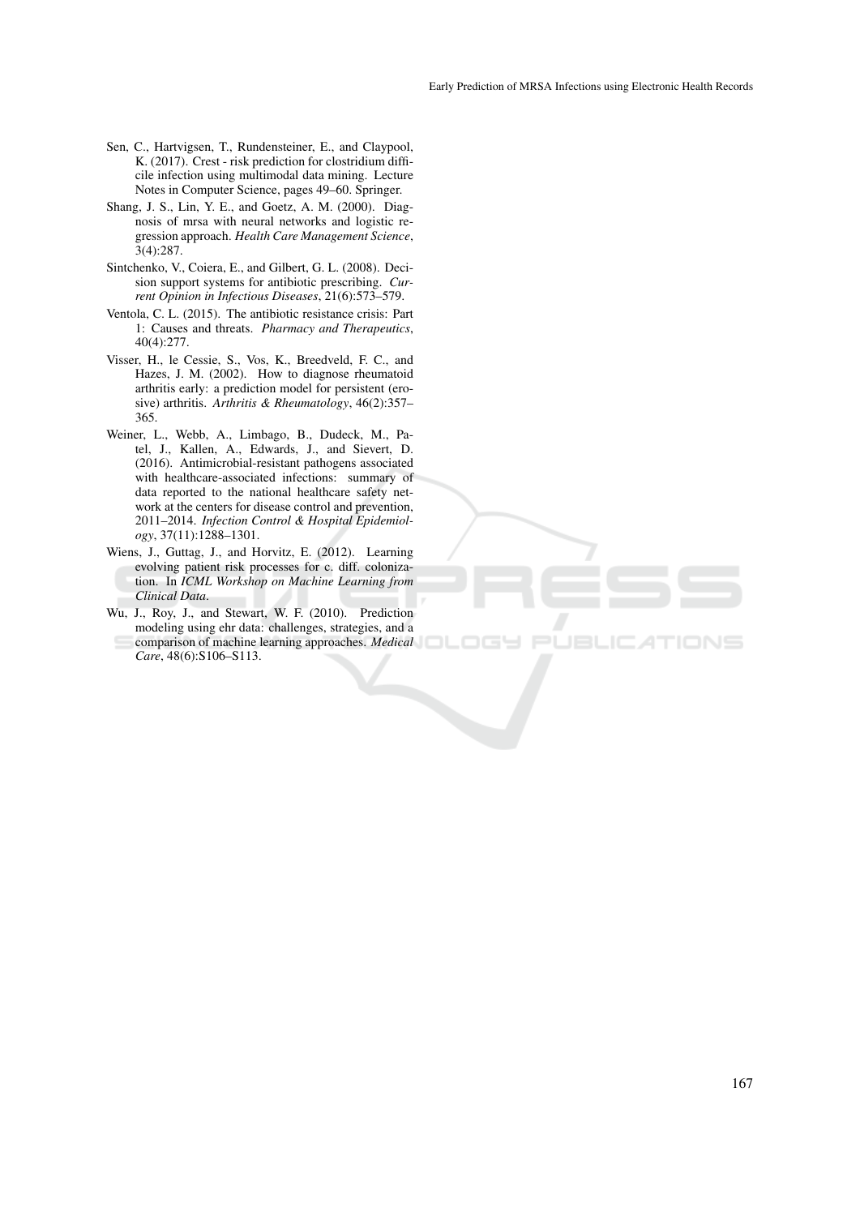Sen, C., Hartvigsen, T., Rundensteiner, E., and Claypool, K. (2017). Crest - risk prediction for clostridium difficile infection using multimodal data mining. Lecture Notes in Computer Science, pages 49–60. Springer.

Shang, J. S., Lin, Y. E., and Goetz, A. M. (2000). Diagnosis of mrsa with neural networks and logistic regression approach. *Health Care Management Science*, 3(4):287.

Sintchenko, V., Coiera, E., and Gilbert, G. L. (2008). Decision support systems for antibiotic prescribing. *Current Opinion in Infectious Diseases*, 21(6):573–579.

Ventola, C. L. (2015). The antibiotic resistance crisis: Part 1: Causes and threats. *Pharmacy and Therapeutics*, 40(4):277.

Visser, H., le Cessie, S., Vos, K., Breedveld, F. C., and Hazes, J. M. (2002). How to diagnose rheumatoid arthritis early: a prediction model for persistent (erosive) arthritis. *Arthritis & Rheumatology*, 46(2):357–365.

Weiner, L., Webb, A., Limbago, B., Dudeck, M., Patel, J., Kallen, A., Edwards, J., and Sievert, D. (2016). Antimicrobial-resistant pathogens associated with healthcare-associated infections: summary of data reported to the national healthcare safety network at the centers for disease control and prevention, 2011–2014. *Infection Control & Hospital Epidemiology*, 37(11):1288–1301.

Wiens, J., Guttag, J., and Horvitz, E. (2012). Learning evolving patient risk processes for c. diff. colonization. In *ICML Workshop on Machine Learning from Clinical Data*.

Wu, J., Roy, J., and Stewart, W. F. (2010). Prediction modeling using ehr data: challenges, strategies, and a comparison of machine learning approaches. *Medical Care*, 48(6):S106–S113.